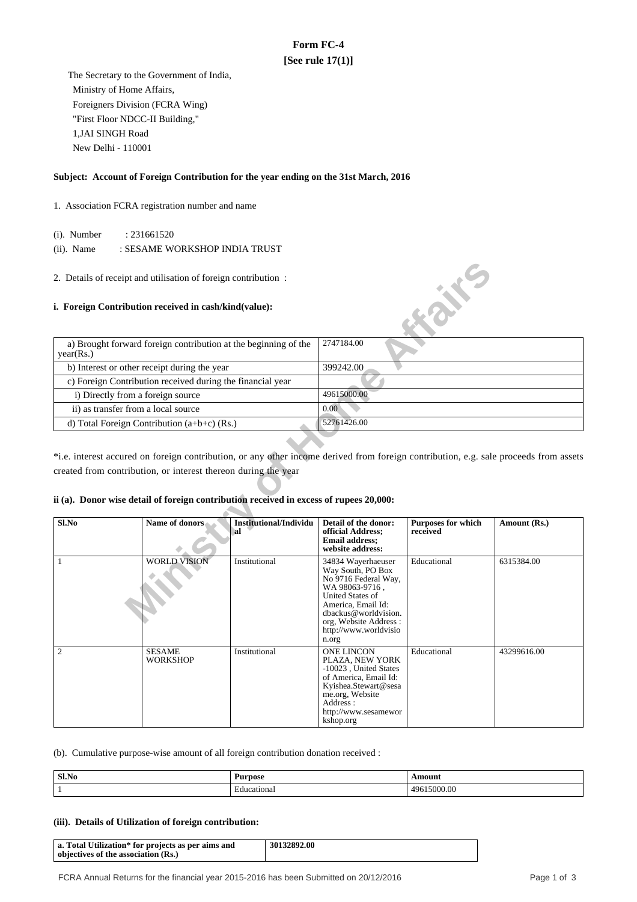# Form FC-4

**[See rule 17(1)]**

The Secretary to the Government of India,
Ministry of Home Affairs,
Foreigners Division (FCRA Wing)
"First Floor NDCC-II Building,"
1,JAI SINGH Road
New Delhi - 110001

**Subject: Account of Foreign Contribution for the year ending on the 31st March, 2016**

1. Association FCRA registration number and name

(i). Number : 231661520
(ii). Name : SESAME WORKSHOP INDIA TRUST

2. Details of receipt and utilisation of foreign contribution :

**i. Foreign Contribution received in cash/kind(value):**

| | |
|---|---|
| a) Brought forward foreign contribution at the beginning of the year(Rs.) | 2747184.00 |
| b) Interest or other receipt during the year | 399242.00 |
| c) Foreign Contribution received during the financial year | |
| i) Directly from a foreign source | 49615000.00 |
| ii) as transfer from a local source | 0.00 |
| d) Total Foreign Contribution (a+b+c) (Rs.) | 52761426.00 |

*i.e. interest accured on foreign contribution, or any other income derived from foreign contribution, e.g. sale proceeds from assets created from contribution, or interest thereon during the year

**ii (a). Donor wise detail of foreign contribution received in excess of rupees 20,000:**

| Sl.No | Name of donors | Institutional/Individual | Detail of the donor: official Address; Email address; website address: | Purposes for which received | Amount (Rs.) |
|---|---|---|---|---|---|
| 1 | WORLD VISION | Institutional | 34834 Wayerhaeuser Way South, PO Box No 9716 Federal Way, WA 98063-9716 , United States of America, Email Id: dbackus@worldvision.org, Website Address : http://www.worldvision.org | Educational | 6315384.00 |
| 2 | SESAME WORKSHOP | Institutional | ONE LINCON PLAZA, NEW YORK -10023 , United States of America, Email Id: Kyishea.Stewart@sesame.org, Website Address : http://www.sesameworkshop.org | Educational | 43299616.00 |

(b). Cumulative purpose-wise amount of all foreign contribution donation received :

| Sl.No | Purpose | Amount |
|---|---|---|
| 1 | Educational | 49615000.00 |

**(iii). Details of Utilization of foreign contribution:**

| | |
|---|---|
| **a. Total Utilization* for projects as per aims and objectives of the association (Rs.)** | **30132892.00** |

FCRA Annual Returns for the financial year 2015-2016 has been Submitted on 20/12/2016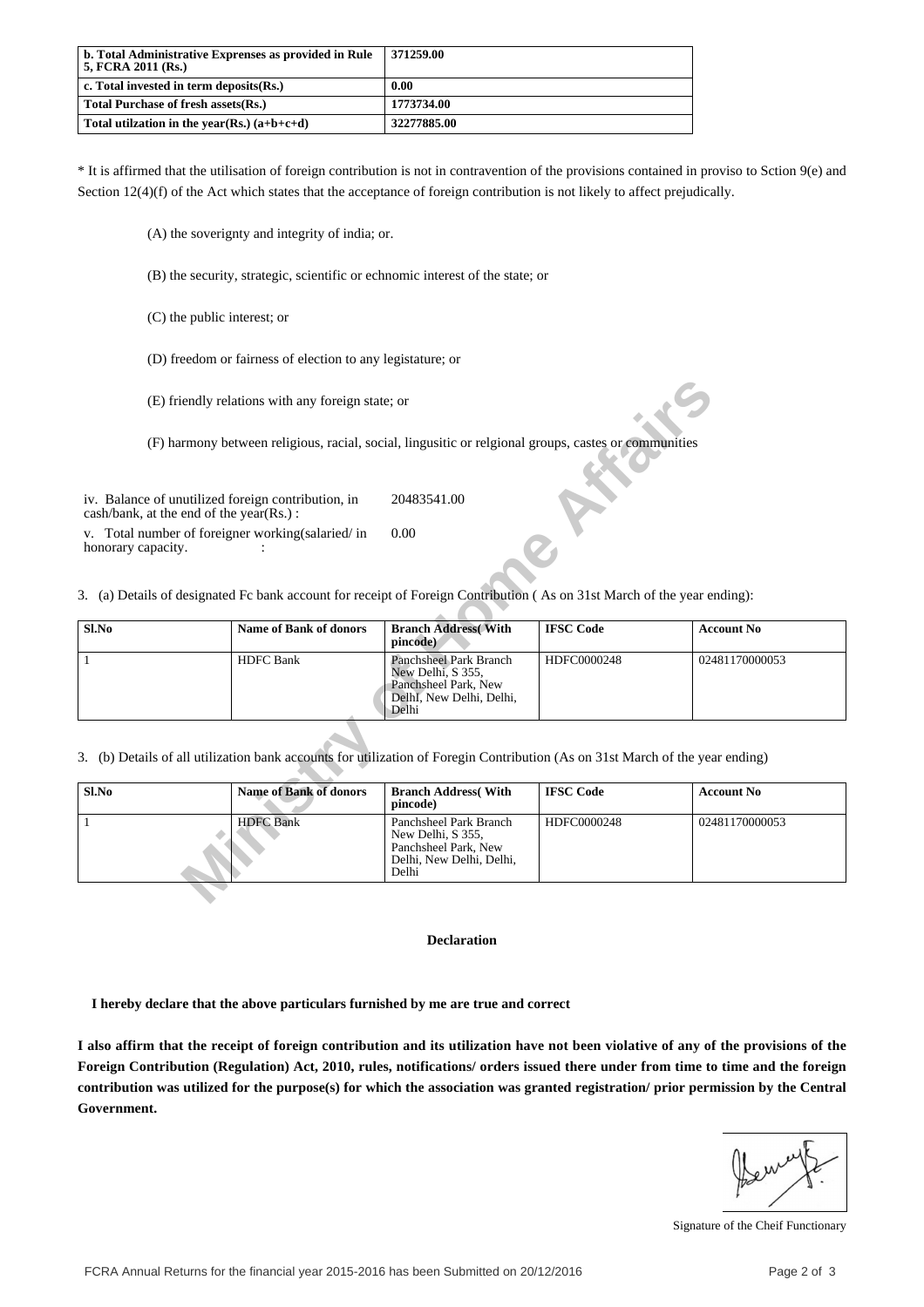| b. Total Administrative Expenses as provided in Rule 5, FCRA 2011 (Rs.) | 371259.00 |
|---|---|
| c. Total invested in term deposits(Rs.) | 0.00 |
| Total Purchase of fresh assets(Rs.) | 1773734.00 |
| Total utilzation in the year(Rs.) (a+b+c+d) | 32277885.00 |

* It is affirmed that the utilisation of foreign contribution is not in contravention of the provisions contained in proviso to Sction 9(e) and Section 12(4)(f) of the Act which states that the acceptance of foreign contribution is not likely to affect prejudically.

(A) the soverignty and integrity of india; or.

(B) the security, strategic, scientific or echnomic interest of the state; or

(C) the public interest; or

(D) freedom or fairness of election to any legistature; or

(E) friendly relations with any foreign state; or

(F) harmony between religious, racial, social, lingusitic or relgional groups, castes or communities

| | |
|---|---|
| iv. Balance of unutilized foreign contribution, in cash/bank, at the end of the year(Rs.) : | 20483541.00 |
| v. Total number of foreigner working(salaried/ in honorary capacity. : | 0.00 |

3. (a) Details of designated Fc bank account for receipt of Foreign Contribution ( As on 31st March of the year ending):

| Sl.No | Name of Bank of donors | Branch Address( With pincode) | IFSC Code | Account No |
|---|---|---|---|---|
| 1 | HDFC Bank | Panchsheel Park Branch New Delhi, S 355, Panchsheel Park, New DelhI, New Delhi, Delhi, Delhi | HDFC0000248 | 02481170000053 |

3. (b) Details of all utilization bank accounts for utilization of Foregin Contribution (As on 31st March of the year ending)

| Sl.No | Name of Bank of donors | Branch Address( With pincode) | IFSC Code | Account No |
|---|---|---|---|---|
| 1 | HDFC Bank | Panchsheel Park Branch New Delhi, S 355, Panchsheel Park, New Delhi, New Delhi, Delhi, Delhi | HDFC0000248 | 02481170000053 |

**Declaration**

**I hereby declare that the above particulars furnished by me are true and correct**

**I also affirm that the receipt of foreign contribution and its utilization have not been violative of any of the provisions of the Foreign Contribution (Regulation) Act, 2010, rules, notifications/ orders issued there under from time to time and the foreign contribution was utilized for the purpose(s) for which the association was granted registration/ prior permission by the Central Government.**

Signature of the Cheif Functionary

FCRA Annual Returns for the financial year 2015-2016 has been Submitted on 20/12/2016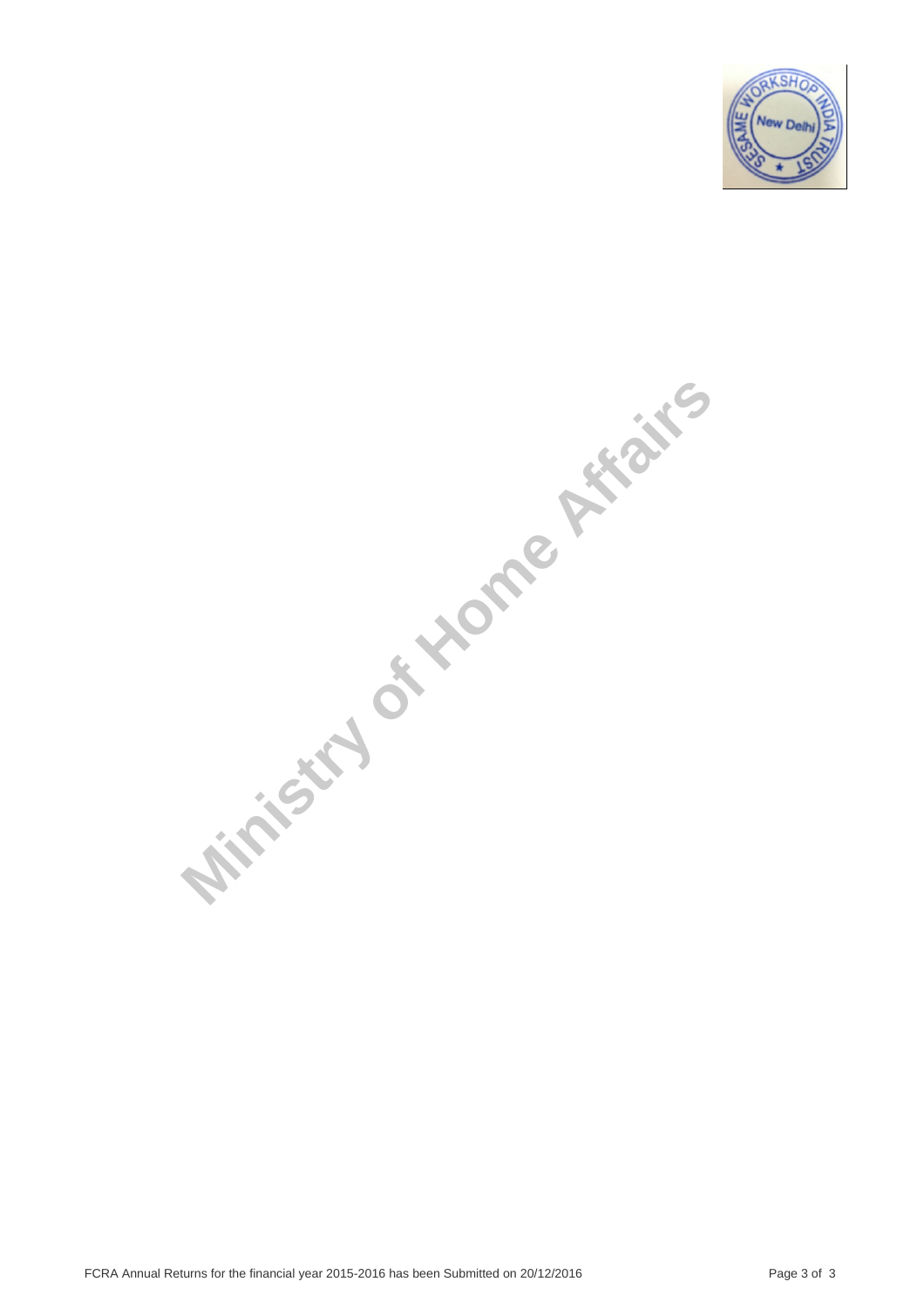SESAME WORKSHOP INDIA TRUST

New Delhi